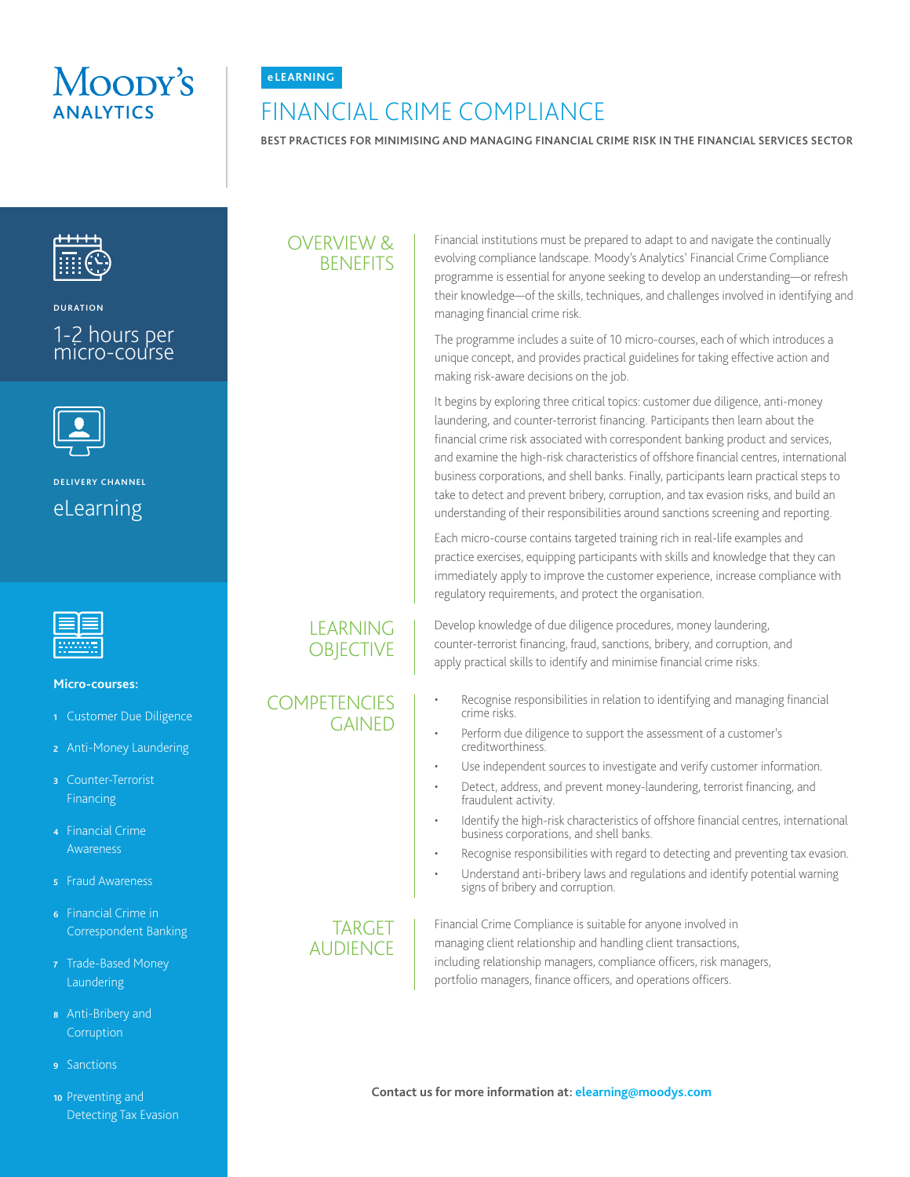Moody's Analytics

eLEARNING

# FINANCIAL CRIME COMPLIANCE

**BEST PRACTICES FOR MINIMISING AND MANAGING FINANCIAL CRIME RISK IN THE FINANCIAL SERVICES SECTOR**

**DURATION**

1-2 hours per micro-course

**DELIVERY CHANNEL**

eLearning

**Micro-courses:**

1. Customer Due Diligence
2. Anti-Money Laundering
3. Counter-Terrorist Financing
4. Financial Crime Awareness
5. Fraud Awareness
6. Financial Crime in Correspondent Banking
7. Trade-Based Money Laundering
8. Anti-Bribery and Corruption
9. Sanctions
10. Preventing and Detecting Tax Evasion

## OVERVIEW & BENEFITS

Financial institutions must be prepared to adapt to and navigate the continually evolving compliance landscape. Moody's Analytics' Financial Crime Compliance programme is essential for anyone seeking to develop an understanding—or refresh their knowledge—of the skills, techniques, and challenges involved in identifying and managing financial crime risk.

The programme includes a suite of 10 micro-courses, each of which introduces a unique concept, and provides practical guidelines for taking effective action and making risk-aware decisions on the job.

It begins by exploring three critical topics: customer due diligence, anti-money laundering, and counter-terrorist financing. Participants then learn about the financial crime risk associated with correspondent banking product and services, and examine the high-risk characteristics of offshore financial centres, international business corporations, and shell banks. Finally, participants learn practical steps to take to detect and prevent bribery, corruption, and tax evasion risks, and build an understanding of their responsibilities around sanctions screening and reporting.

Each micro-course contains targeted training rich in real-life examples and practice exercises, equipping participants with skills and knowledge that they can immediately apply to improve the customer experience, increase compliance with regulatory requirements, and protect the organisation.

## LEARNING OBJECTIVE

Develop knowledge of due diligence procedures, money laundering, counter-terrorist financing, fraud, sanctions, bribery, and corruption, and apply practical skills to identify and minimise financial crime risks.

## COMPETENCIES GAINED

- Recognise responsibilities in relation to identifying and managing financial crime risks.
- Perform due diligence to support the assessment of a customer's creditworthiness.
- Use independent sources to investigate and verify customer information.
- Detect, address, and prevent money-laundering, terrorist financing, and fraudulent activity.
- Identify the high-risk characteristics of offshore financial centres, international business corporations, and shell banks.
- Recognise responsibilities with regard to detecting and preventing tax evasion.
- Understand anti-bribery laws and regulations and identify potential warning signs of bribery and corruption.

## TARGET AUDIENCE

Financial Crime Compliance is suitable for anyone involved in managing client relationship and handling client transactions, including relationship managers, compliance officers, risk managers, portfolio managers, finance officers, and operations officers.

**Contact us for more information at: elearning@moodys.com**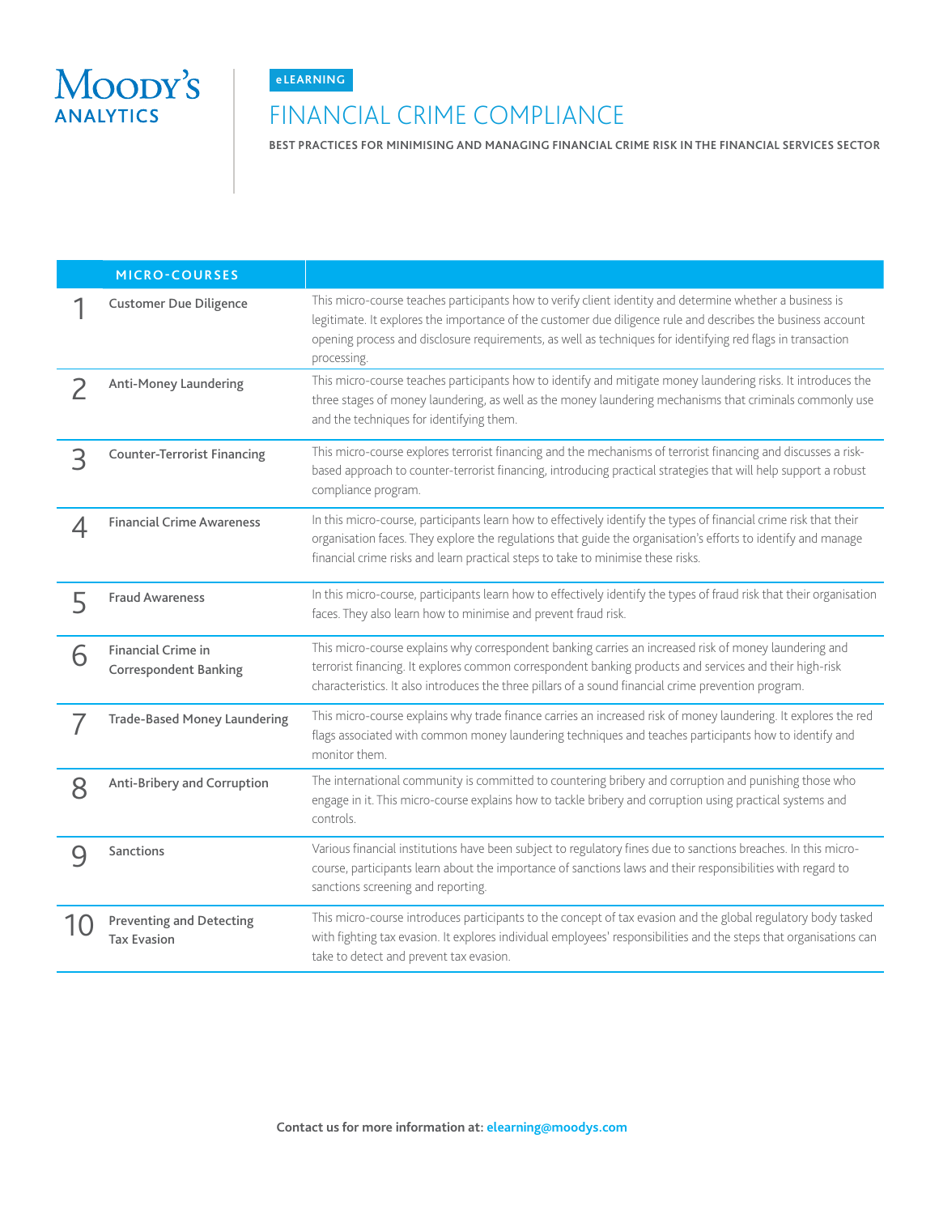Moody's Analytics

eLEARNING

# FINANCIAL CRIME COMPLIANCE

**BEST PRACTICES FOR MINIMISING AND MANAGING FINANCIAL CRIME RISK IN THE FINANCIAL SERVICES SECTOR**

| | MICRO-COURSES | |
|---|---|---|
| 1 | Customer Due Diligence | This micro-course teaches participants how to verify client identity and determine whether a business is legitimate. It explores the importance of the customer due diligence rule and describes the business account opening process and disclosure requirements, as well as techniques for identifying red flags in transaction processing. |
| 2 | Anti-Money Laundering | This micro-course teaches participants how to identify and mitigate money laundering risks. It introduces the three stages of money laundering, as well as the money laundering mechanisms that criminals commonly use and the techniques for identifying them. |
| 3 | Counter-Terrorist Financing | This micro-course explores terrorist financing and the mechanisms of terrorist financing and discusses a risk-based approach to counter-terrorist financing, introducing practical strategies that will help support a robust compliance program. |
| 4 | Financial Crime Awareness | In this micro-course, participants learn how to effectively identify the types of financial crime risk that their organisation faces. They explore the regulations that guide the organisation's efforts to identify and manage financial crime risks and learn practical steps to take to minimise these risks. |
| 5 | Fraud Awareness | In this micro-course, participants learn how to effectively identify the types of fraud risk that their organisation faces. They also learn how to minimise and prevent fraud risk. |
| 6 | Financial Crime in Correspondent Banking | This micro-course explains why correspondent banking carries an increased risk of money laundering and terrorist financing. It explores common correspondent banking products and services and their high-risk characteristics. It also introduces the three pillars of a sound financial crime prevention program. |
| 7 | Trade-Based Money Laundering | This micro-course explains why trade finance carries an increased risk of money laundering. It explores the red flags associated with common money laundering techniques and teaches participants how to identify and monitor them. |
| 8 | Anti-Bribery and Corruption | The international community is committed to countering bribery and corruption and punishing those who engage in it. This micro-course explains how to tackle bribery and corruption using practical systems and controls. |
| 9 | Sanctions | Various financial institutions have been subject to regulatory fines due to sanctions breaches. In this micro-course, participants learn about the importance of sanctions laws and their responsibilities with regard to sanctions screening and reporting. |
| 10 | Preventing and Detecting Tax Evasion | This micro-course introduces participants to the concept of tax evasion and the global regulatory body tasked with fighting tax evasion. It explores individual employees' responsibilities and the steps that organisations can take to detect and prevent tax evasion. |

**Contact us for more information at: elearning@moodys.com**